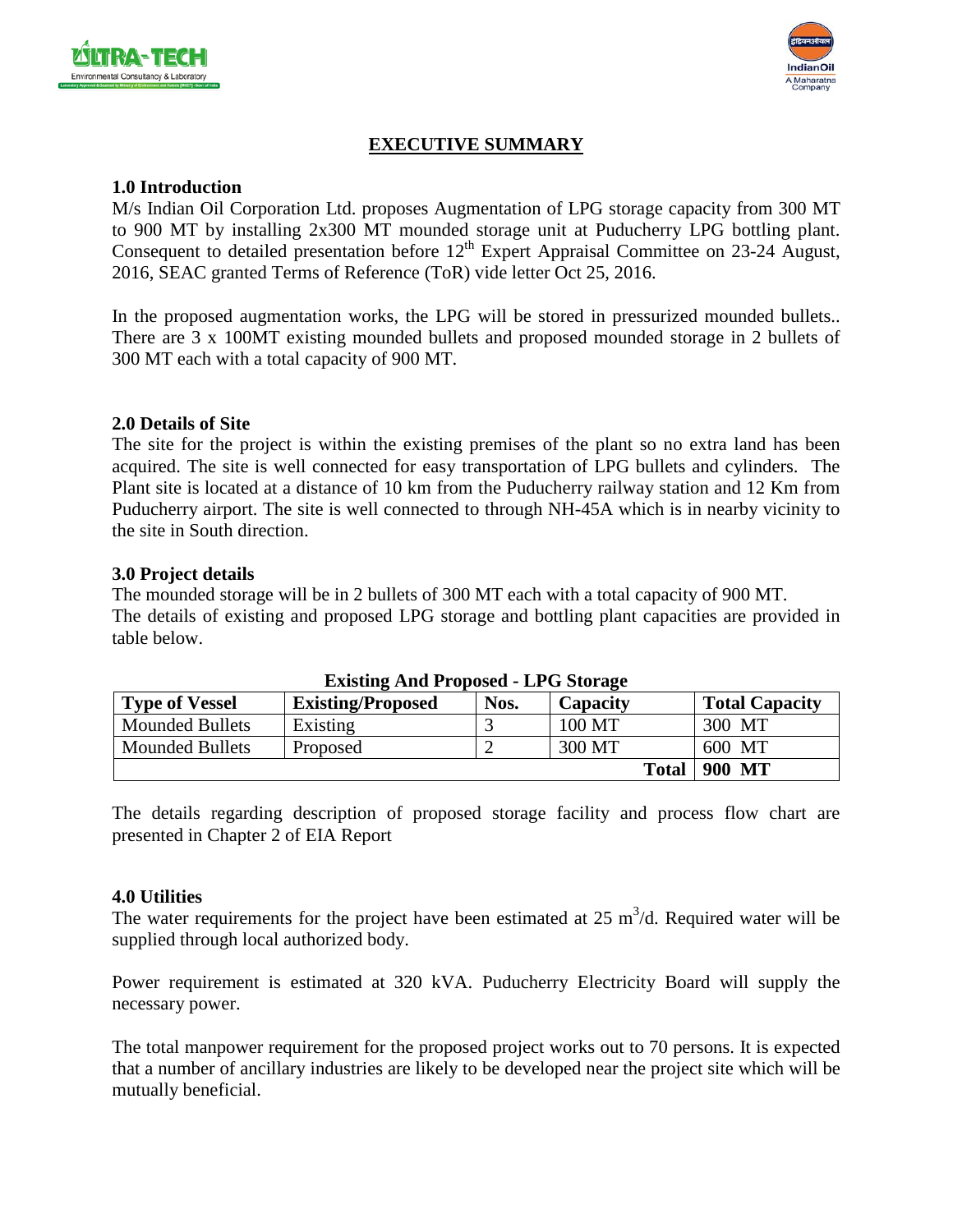# EXECUTIVE SUMMARY

## 1.0 Introduction

M/s Indian Oil Corporation Ltd. proposes Augmentation of LPG storage capacity from 300 MT to 900 MT by installing 2x300 MT mounded storage unit at Puducherry LPG bottling plant. Consequent to detailed presentation before 12th Expert Appraisal Committee on 23-24 August, 2016, SEAC granted Terms of Reference (ToR) vide letter Oct 25, 2016.

In the proposed augmentation works, the LPG will be stored in pressurized mounded bullets.. There are 3 x 100MT existing mounded bullets and proposed mounded storage in 2 bullets of 300 MT each with a total capacity of 900 MT.

## 2.0 Details of Site

The site for the project is within the existing premises of the plant so no extra land has been acquired. The site is well connected for easy transportation of LPG bullets and cylinders. The Plant site is located at a distance of 10 km from the Puducherry railway station and 12 Km from Puducherry airport. The site is well connected to through NH-45A which is in nearby vicinity to the site in South direction.

## 3.0 Project details

The mounded storage will be in 2 bullets of 300 MT each with a total capacity of 900 MT.
The details of existing and proposed LPG storage and bottling plant capacities are provided in table below.

**Existing And Proposed - LPG Storage**

| Type of Vessel | Existing/Proposed | Nos. | Capacity | Total Capacity |
|---|---|---|---|---|
| Mounded Bullets | Existing | 3 | 100 MT | 300 MT |
| Mounded Bullets | Proposed | 2 | 300 MT | 600 MT |
| | | | **Total** | **900 MT** |

The details regarding description of proposed storage facility and process flow chart are presented in Chapter 2 of EIA Report

## 4.0 Utilities

The water requirements for the project have been estimated at 25 $m^3$/d. Required water will be supplied through local authorized body.

Power requirement is estimated at 320 kVA. Puducherry Electricity Board will supply the necessary power.

The total manpower requirement for the proposed project works out to 70 persons. It is expected that a number of ancillary industries are likely to be developed near the project site which will be mutually beneficial.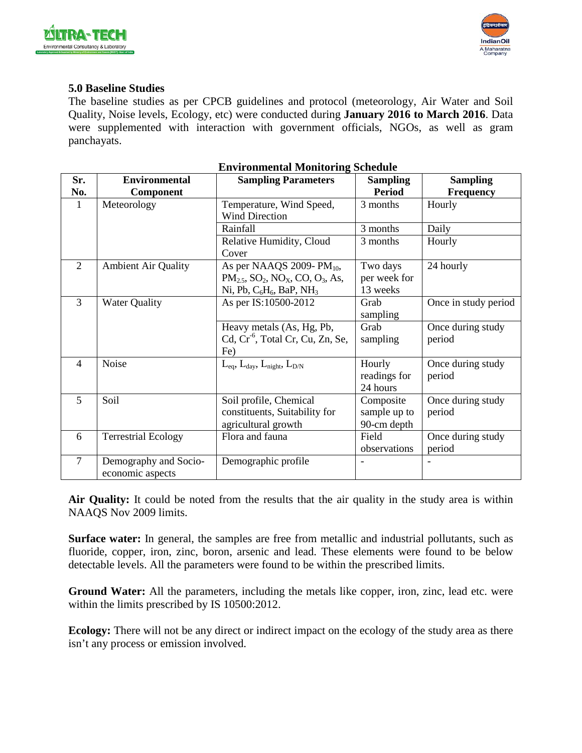### 5.0 Baseline Studies

The baseline studies as per CPCB guidelines and protocol (meteorology, Air Water and Soil Quality, Noise levels, Ecology, etc) were conducted during **January 2016 to March 2016**. Data were supplemented with interaction with government officials, NGOs, as well as gram panchayats.

**Environmental Monitoring Schedule**

| Sr. No. | Environmental Component | Sampling Parameters | Sampling Period | Sampling Frequency |
|---|---|---|---|---|
| 1 | Meteorology | Temperature, Wind Speed, Wind Direction | 3 months | Hourly |
| | | Rainfall | 3 months | Daily |
| | | Relative Humidity, Cloud Cover | 3 months | Hourly |
| 2 | Ambient Air Quality | As per NAAQS 2009- $PM_{10}$, $PM_{2.5}$, $SO_2$, $NO_X$, CO, $O_3$, As, Ni, Pb, $C_6H_6$, BaP, $NH_3$ | Two days per week for 13 weeks | 24 hourly |
| 3 | Water Quality | As per IS:10500-2012 | Grab sampling | Once in study period |
| | | Heavy metals (As, Hg, Pb, Cd, $Cr^{-6}$, Total Cr, Cu, Zn, Se, Fe) | Grab sampling | Once during study period |
| 4 | Noise | $L_{eq}$, $L_{day}$, $L_{night}$, $L_{D/N}$ | Hourly readings for 24 hours | Once during study period |
| 5 | Soil | Soil profile, Chemical constituents, Suitability for agricultural growth | Composite sample up to 90-cm depth | Once during study period |
| 6 | Terrestrial Ecology | Flora and fauna | Field observations | Once during study period |
| 7 | Demography and Socio-economic aspects | Demographic profile | - | - |

**Air Quality:** It could be noted from the results that the air quality in the study area is within NAAQS Nov 2009 limits.

**Surface water:** In general, the samples are free from metallic and industrial pollutants, such as fluoride, copper, iron, zinc, boron, arsenic and lead. These elements were found to be below detectable levels. All the parameters were found to be within the prescribed limits.

**Ground Water:** All the parameters, including the metals like copper, iron, zinc, lead etc. were within the limits prescribed by IS 10500:2012.

**Ecology:** There will not be any direct or indirect impact on the ecology of the study area as there isn't any process or emission involved.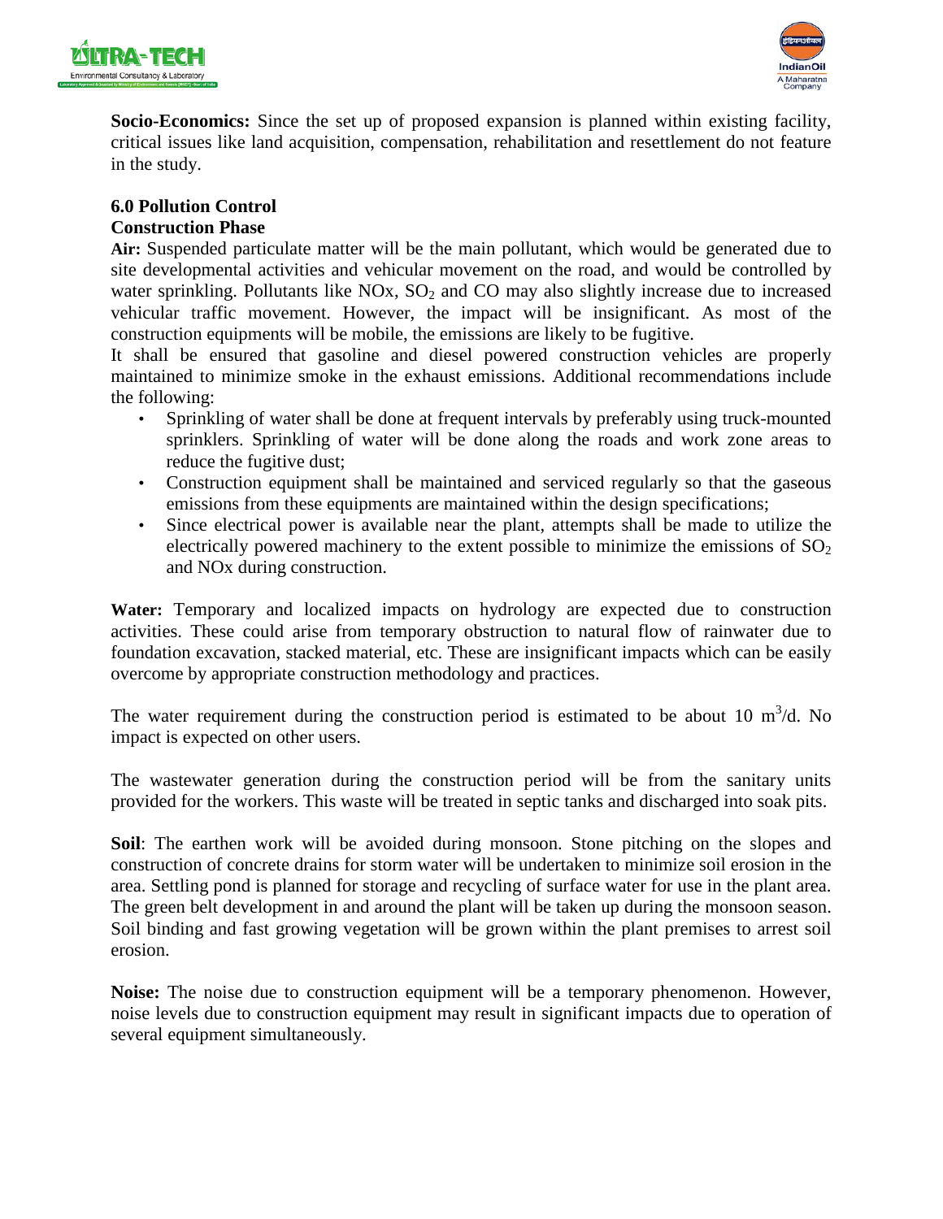**Socio-Economics:** Since the set up of proposed expansion is planned within existing facility, critical issues like land acquisition, compensation, rehabilitation and resettlement do not feature in the study.

## 6.0 Pollution Control

### Construction Phase

**Air:** Suspended particulate matter will be the main pollutant, which would be generated due to site developmental activities and vehicular movement on the road, and would be controlled by water sprinkling. Pollutants like NOx, $SO_2$ and CO may also slightly increase due to increased vehicular traffic movement. However, the impact will be insignificant. As most of the construction equipments will be mobile, the emissions are likely to be fugitive.

It shall be ensured that gasoline and diesel powered construction vehicles are properly maintained to minimize smoke in the exhaust emissions. Additional recommendations include the following:

- Sprinkling of water shall be done at frequent intervals by preferably using truck-mounted sprinklers. Sprinkling of water will be done along the roads and work zone areas to reduce the fugitive dust;
- Construction equipment shall be maintained and serviced regularly so that the gaseous emissions from these equipments are maintained within the design specifications;
- Since electrical power is available near the plant, attempts shall be made to utilize the electrically powered machinery to the extent possible to minimize the emissions of $SO_2$ and NOx during construction.

**Water:** Temporary and localized impacts on hydrology are expected due to construction activities. These could arise from temporary obstruction to natural flow of rainwater due to foundation excavation, stacked material, etc. These are insignificant impacts which can be easily overcome by appropriate construction methodology and practices.

The water requirement during the construction period is estimated to be about 10 $m^3$/d. No impact is expected on other users.

The wastewater generation during the construction period will be from the sanitary units provided for the workers. This waste will be treated in septic tanks and discharged into soak pits.

**Soil**: The earthen work will be avoided during monsoon. Stone pitching on the slopes and construction of concrete drains for storm water will be undertaken to minimize soil erosion in the area. Settling pond is planned for storage and recycling of surface water for use in the plant area. The green belt development in and around the plant will be taken up during the monsoon season. Soil binding and fast growing vegetation will be grown within the plant premises to arrest soil erosion.

**Noise:** The noise due to construction equipment will be a temporary phenomenon. However, noise levels due to construction equipment may result in significant impacts due to operation of several equipment simultaneously.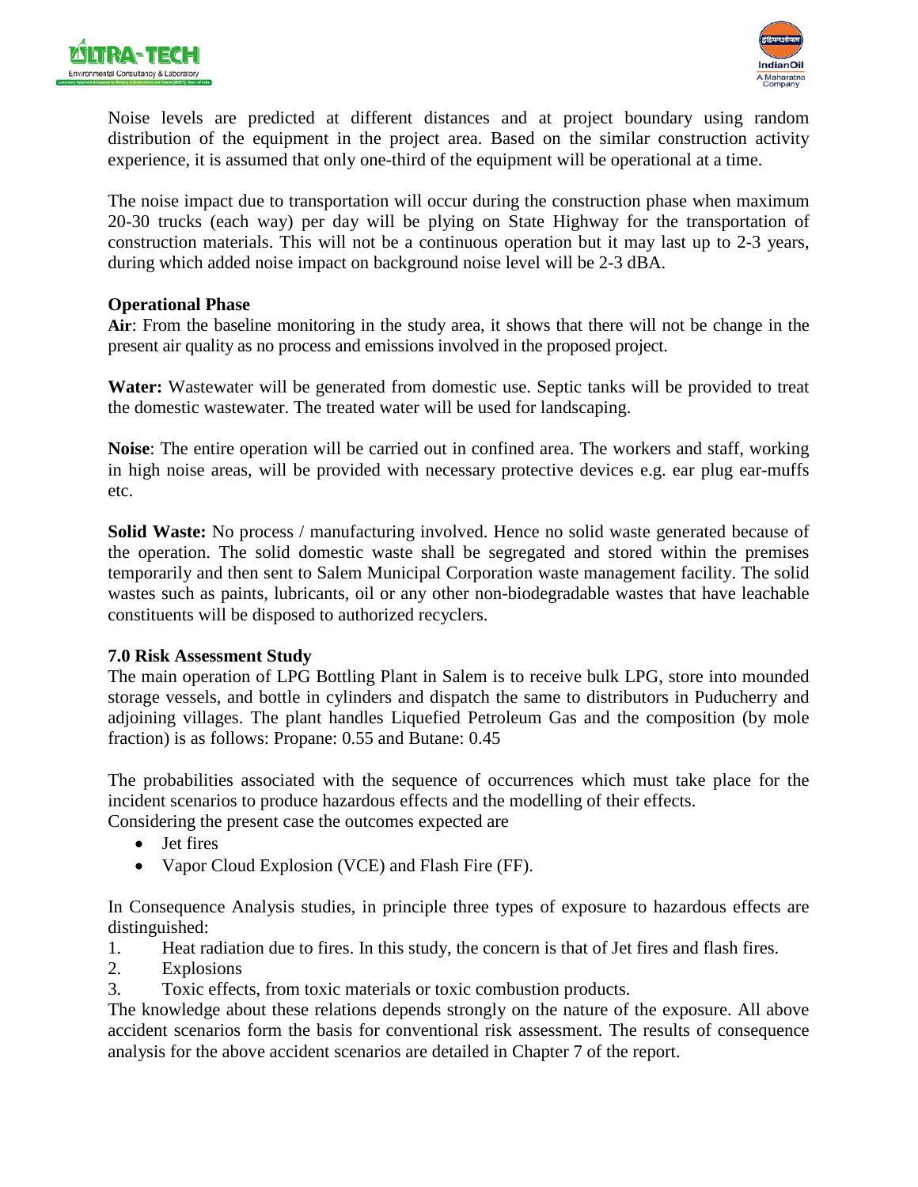Noise levels are predicted at different distances and at project boundary using random distribution of the equipment in the project area. Based on the similar construction activity experience, it is assumed that only one-third of the equipment will be operational at a time.

The noise impact due to transportation will occur during the construction phase when maximum 20-30 trucks (each way) per day will be plying on State Highway for the transportation of construction materials. This will not be a continuous operation but it may last up to 2-3 years, during which added noise impact on background noise level will be 2-3 dBA.

**Operational Phase**

**Air**: From the baseline monitoring in the study area, it shows that there will not be change in the present air quality as no process and emissions involved in the proposed project.

**Water:** Wastewater will be generated from domestic use. Septic tanks will be provided to treat the domestic wastewater. The treated water will be used for landscaping.

**Noise**: The entire operation will be carried out in confined area. The workers and staff, working in high noise areas, will be provided with necessary protective devices e.g. ear plug ear-muffs etc.

**Solid Waste:** No process / manufacturing involved. Hence no solid waste generated because of the operation. The solid domestic waste shall be segregated and stored within the premises temporarily and then sent to Salem Municipal Corporation waste management facility. The solid wastes such as paints, lubricants, oil or any other non-biodegradable wastes that have leachable constituents will be disposed to authorized recyclers.

**7.0 Risk Assessment Study**

The main operation of LPG Bottling Plant in Salem is to receive bulk LPG, store into mounded storage vessels, and bottle in cylinders and dispatch the same to distributors in Puducherry and adjoining villages. The plant handles Liquefied Petroleum Gas and the composition (by mole fraction) is as follows: Propane: 0.55 and Butane: 0.45

The probabilities associated with the sequence of occurrences which must take place for the incident scenarios to produce hazardous effects and the modelling of their effects.
Considering the present case the outcomes expected are

- Jet fires
- Vapor Cloud Explosion (VCE) and Flash Fire (FF).

In Consequence Analysis studies, in principle three types of exposure to hazardous effects are distinguished:

1. Heat radiation due to fires. In this study, the concern is that of Jet fires and flash fires.
2. Explosions
3. Toxic effects, from toxic materials or toxic combustion products.

The knowledge about these relations depends strongly on the nature of the exposure. All above accident scenarios form the basis for conventional risk assessment. The results of consequence analysis for the above accident scenarios are detailed in Chapter 7 of the report.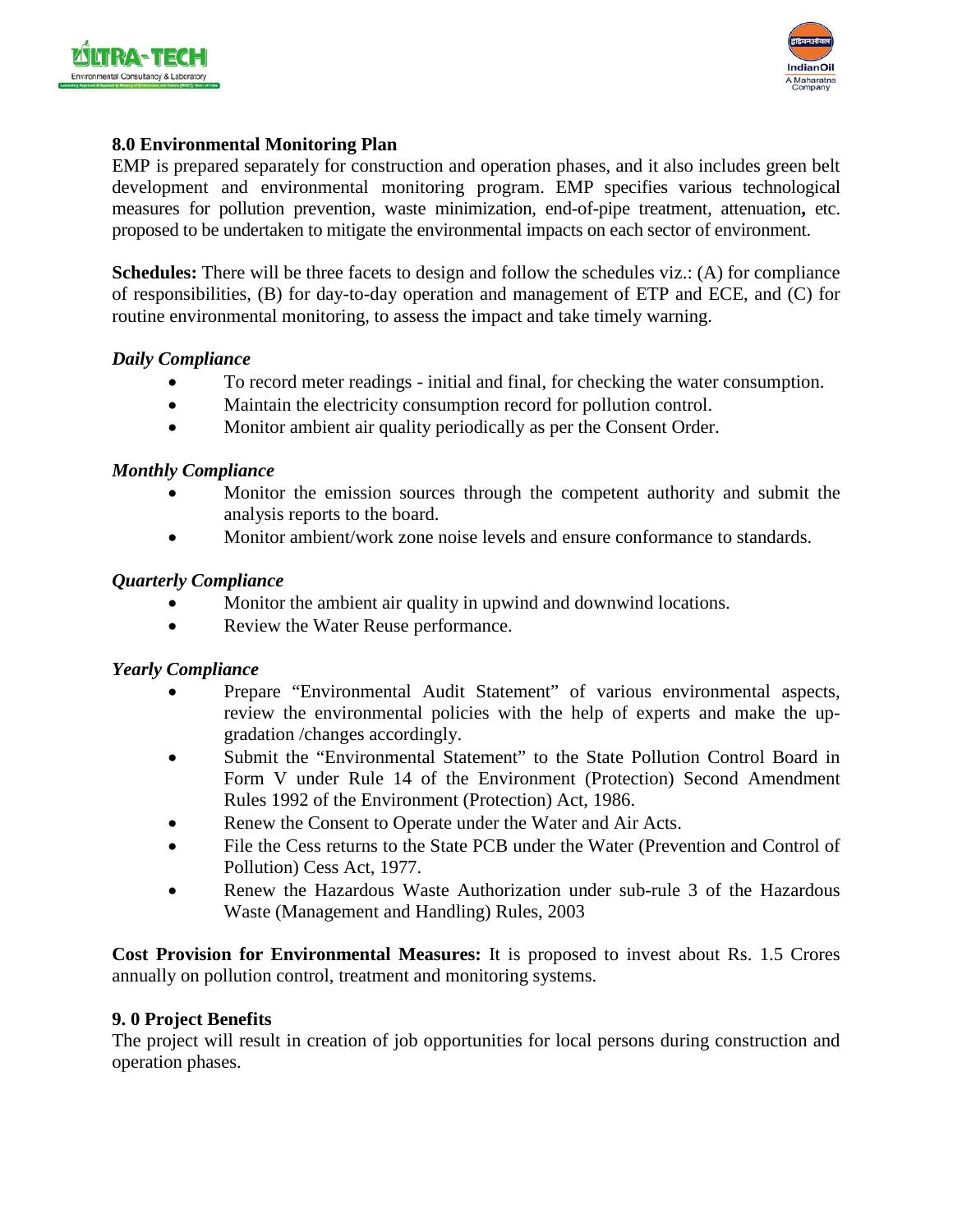## 8.0 Environmental Monitoring Plan

EMP is prepared separately for construction and operation phases, and it also includes green belt development and environmental monitoring program. EMP specifies various technological measures for pollution prevention, waste minimization, end-of-pipe treatment, attenuation**,** etc. proposed to be undertaken to mitigate the environmental impacts on each sector of environment.

**Schedules:** There will be three facets to design and follow the schedules viz.: (A) for compliance of responsibilities, (B) for day-to-day operation and management of ETP and ECE, and (C) for routine environmental monitoring, to assess the impact and take timely warning.

***Daily Compliance***

- To record meter readings - initial and final, for checking the water consumption.
- Maintain the electricity consumption record for pollution control.
- Monitor ambient air quality periodically as per the Consent Order.

***Monthly Compliance***

- Monitor the emission sources through the competent authority and submit the analysis reports to the board.
- Monitor ambient/work zone noise levels and ensure conformance to standards.

***Quarterly Compliance***

- Monitor the ambient air quality in upwind and downwind locations.
- Review the Water Reuse performance.

***Yearly Compliance***

- Prepare "Environmental Audit Statement" of various environmental aspects, review the environmental policies with the help of experts and make the up-gradation /changes accordingly.
- Submit the "Environmental Statement" to the State Pollution Control Board in Form V under Rule 14 of the Environment (Protection) Second Amendment Rules 1992 of the Environment (Protection) Act, 1986.
- Renew the Consent to Operate under the Water and Air Acts.
- File the Cess returns to the State PCB under the Water (Prevention and Control of Pollution) Cess Act, 1977.
- Renew the Hazardous Waste Authorization under sub-rule 3 of the Hazardous Waste (Management and Handling) Rules, 2003

**Cost Provision for Environmental Measures:** It is proposed to invest about Rs. 1.5 Crores annually on pollution control, treatment and monitoring systems.

## 9. 0 Project Benefits

The project will result in creation of job opportunities for local persons during construction and operation phases.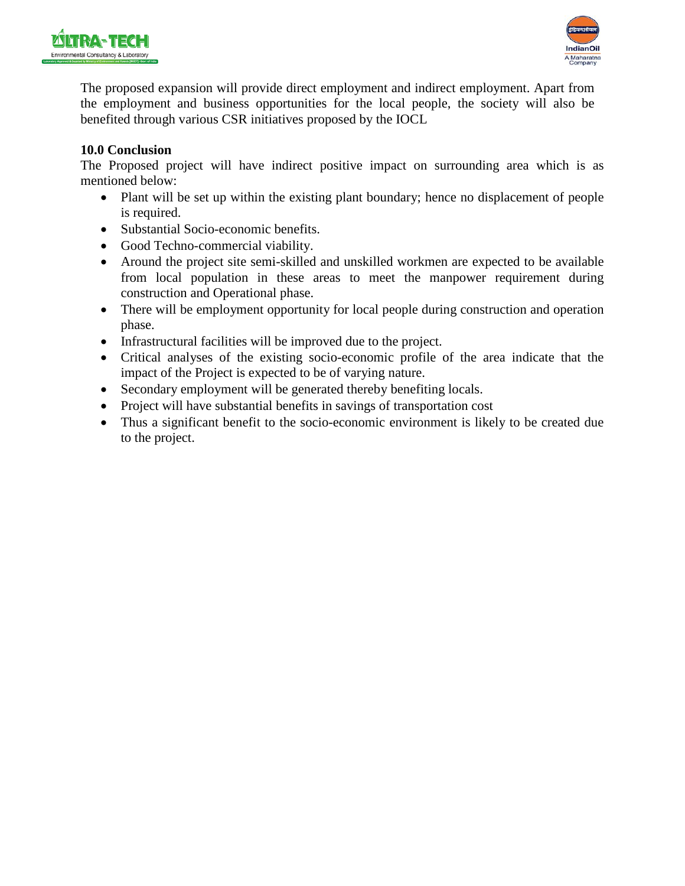The proposed expansion will provide direct employment and indirect employment. Apart from the employment and business opportunities for the local people, the society will also be benefited through various CSR initiatives proposed by the IOCL

## 10.0 Conclusion

The Proposed project will have indirect positive impact on surrounding area which is as mentioned below:

- Plant will be set up within the existing plant boundary; hence no displacement of people is required.
- Substantial Socio-economic benefits.
- Good Techno-commercial viability.
- Around the project site semi-skilled and unskilled workmen are expected to be available from local population in these areas to meet the manpower requirement during construction and Operational phase.
- There will be employment opportunity for local people during construction and operation phase.
- Infrastructural facilities will be improved due to the project.
- Critical analyses of the existing socio-economic profile of the area indicate that the impact of the Project is expected to be of varying nature.
- Secondary employment will be generated thereby benefiting locals.
- Project will have substantial benefits in savings of transportation cost
- Thus a significant benefit to the socio-economic environment is likely to be created due to the project.